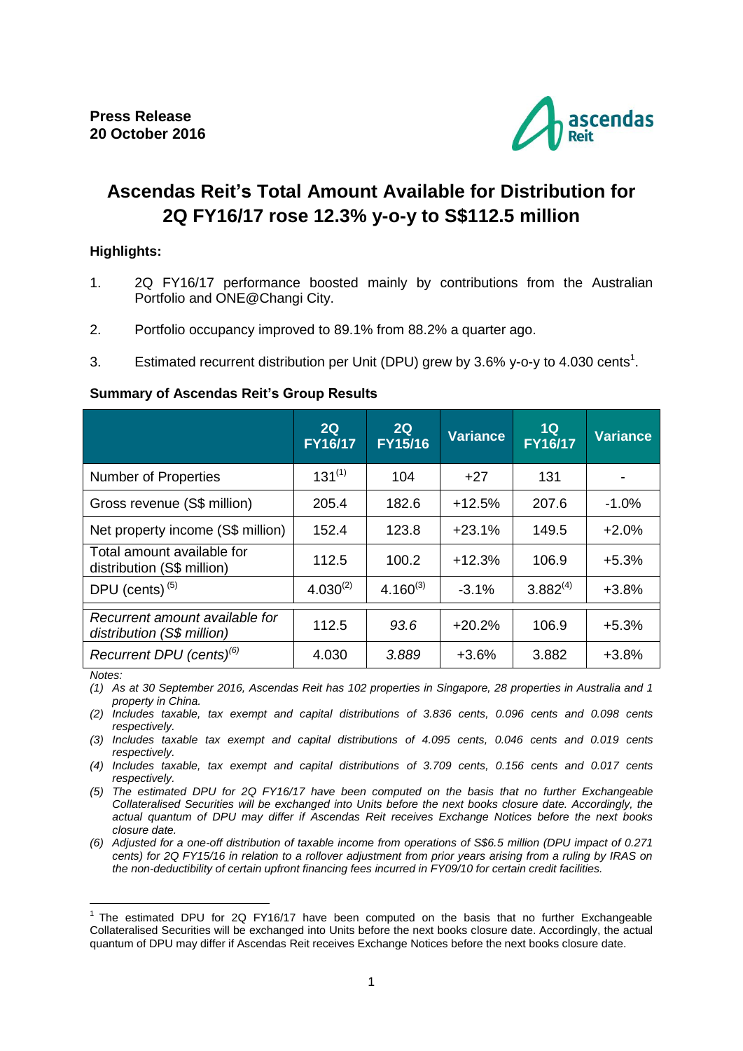**Press Release**
**20 October 2016**

# Ascendas Reit's Total Amount Available for Distribution for 2Q FY16/17 rose 12.3% y-o-y to S$112.5 million

**Highlights:**

1. 2Q FY16/17 performance boosted mainly by contributions from the Australian Portfolio and ONE@Changi City.
2. Portfolio occupancy improved to 89.1% from 88.2% a quarter ago.
3. Estimated recurrent distribution per Unit (DPU) grew by 3.6% y-o-y to 4.030 cents[1].

**Summary of Ascendas Reit's Group Results**

| | 2Q FY16/17 | 2Q FY15/16 | Variance | 1Q FY16/17 | Variance |
|---|---|---|---|---|---|
| Number of Properties | 131[(1)] | 104 | +27 | 131 | - |
| Gross revenue (S$ million) | 205.4 | 182.6 | +12.5% | 207.6 | -1.0% |
| Net property income (S$ million) | 152.4 | 123.8 | +23.1% | 149.5 | +2.0% |
| Total amount available for distribution (S$ million) | 112.5 | 100.2 | +12.3% | 106.9 | +5.3% |
| DPU (cents) [(5)] | 4.030[(2)] | 4.160[(3)] | -3.1% | 3.882[(4)] | +3.8% |
| *Recurrent amount available for distribution (S$ million)* | 112.5 | *93.6* | +20.2% | 106.9 | +5.3% |
| *Recurrent DPU (cents)[(6)]* | 4.030 | *3.889* | +3.6% | 3.882 | +3.8% |

*Notes:*

*(1) As at 30 September 2016, Ascendas Reit has 102 properties in Singapore, 28 properties in Australia and 1 property in China.*

*(2) Includes taxable, tax exempt and capital distributions of 3.836 cents, 0.096 cents and 0.098 cents respectively.*

*(3) Includes taxable tax exempt and capital distributions of 4.095 cents, 0.046 cents and 0.019 cents respectively.*

*(4) Includes taxable, tax exempt and capital distributions of 3.709 cents, 0.156 cents and 0.017 cents respectively.*

*(5) The estimated DPU for 2Q FY16/17 have been computed on the basis that no further Exchangeable Collateralised Securities will be exchanged into Units before the next books closure date. Accordingly, the actual quantum of DPU may differ if Ascendas Reit receives Exchange Notices before the next books closure date.*

*(6) Adjusted for a one-off distribution of taxable income from operations of S$6.5 million (DPU impact of 0.271 cents) for 2Q FY15/16 in relation to a rollover adjustment from prior years arising from a ruling by IRAS on the non-deductibility of certain upfront financing fees incurred in FY09/10 for certain credit facilities.*

---

[1] The estimated DPU for 2Q FY16/17 have been computed on the basis that no further Exchangeable Collateralised Securities will be exchanged into Units before the next books closure date. Accordingly, the actual quantum of DPU may differ if Ascendas Reit receives Exchange Notices before the next books closure date.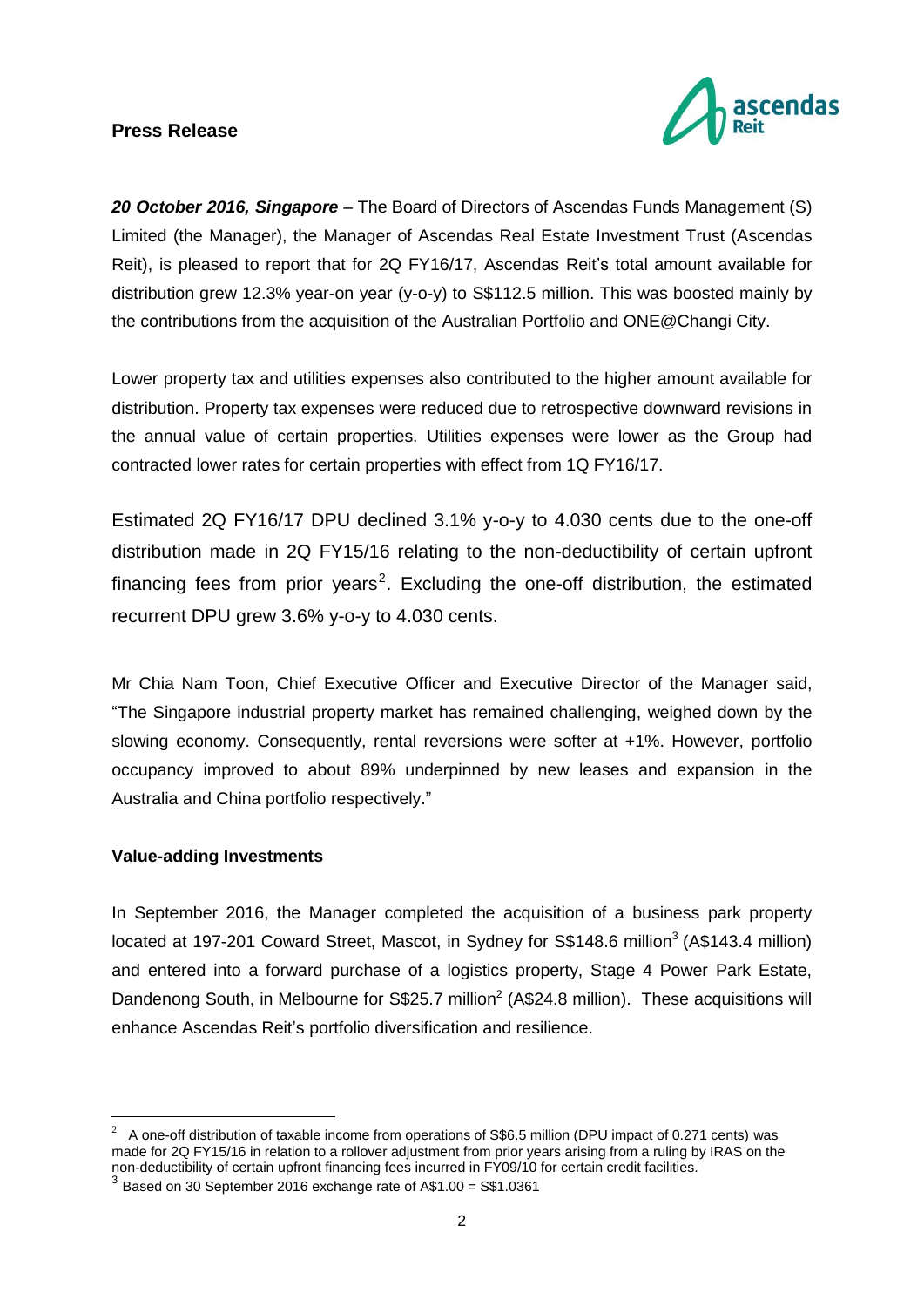**Press Release**

***20 October 2016, Singapore*** – The Board of Directors of Ascendas Funds Management (S) Limited (the Manager), the Manager of Ascendas Real Estate Investment Trust (Ascendas Reit), is pleased to report that for 2Q FY16/17, Ascendas Reit's total amount available for distribution grew 12.3% year-on year (y-o-y) to S$112.5 million. This was boosted mainly by the contributions from the acquisition of the Australian Portfolio and ONE@Changi City.

Lower property tax and utilities expenses also contributed to the higher amount available for distribution. Property tax expenses were reduced due to retrospective downward revisions in the annual value of certain properties. Utilities expenses were lower as the Group had contracted lower rates for certain properties with effect from 1Q FY16/17.

Estimated 2Q FY16/17 DPU declined 3.1% y-o-y to 4.030 cents due to the one-off distribution made in 2Q FY15/16 relating to the non-deductibility of certain upfront financing fees from prior years[2]. Excluding the one-off distribution, the estimated recurrent DPU grew 3.6% y-o-y to 4.030 cents.

Mr Chia Nam Toon, Chief Executive Officer and Executive Director of the Manager said, "The Singapore industrial property market has remained challenging, weighed down by the slowing economy. Consequently, rental reversions were softer at +1%. However, portfolio occupancy improved to about 89% underpinned by new leases and expansion in the Australia and China portfolio respectively."

**Value-adding Investments**

In September 2016, the Manager completed the acquisition of a business park property located at 197-201 Coward Street, Mascot, in Sydney for S$148.6 million[3] (A$143.4 million) and entered into a forward purchase of a logistics property, Stage 4 Power Park Estate, Dandenong South, in Melbourne for S$25.7 million[2] (A$24.8 million). These acquisitions will enhance Ascendas Reit's portfolio diversification and resilience.

---

[2] A one-off distribution of taxable income from operations of S$6.5 million (DPU impact of 0.271 cents) was made for 2Q FY15/16 in relation to a rollover adjustment from prior years arising from a ruling by IRAS on the non-deductibility of certain upfront financing fees incurred in FY09/10 for certain credit facilities.

[3] Based on 30 September 2016 exchange rate of A$1.00 = S$1.0361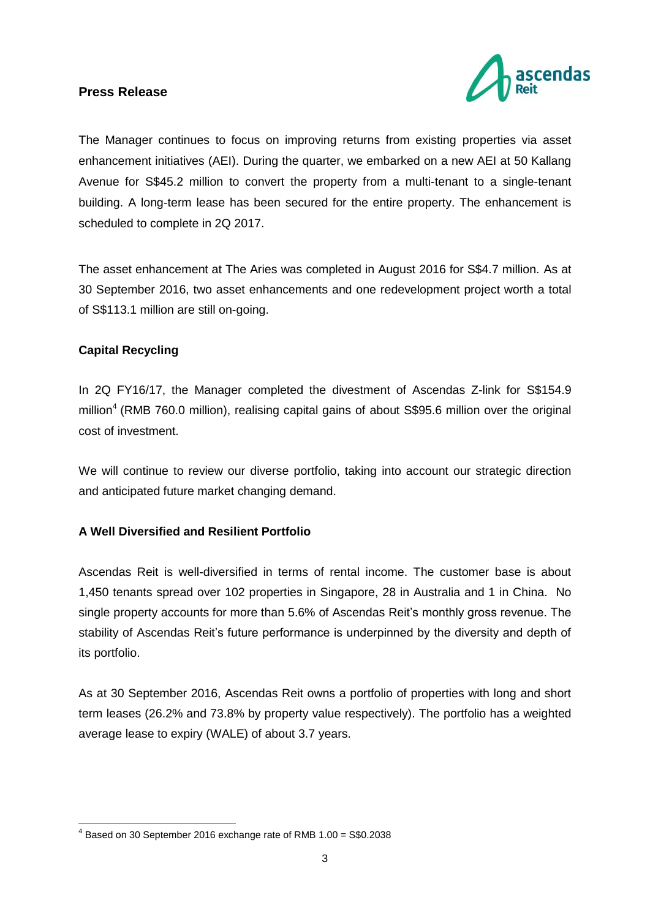**Press Release**

The Manager continues to focus on improving returns from existing properties via asset enhancement initiatives (AEI). During the quarter, we embarked on a new AEI at 50 Kallang Avenue for S$45.2 million to convert the property from a multi-tenant to a single-tenant building. A long-term lease has been secured for the entire property. The enhancement is scheduled to complete in 2Q 2017.

The asset enhancement at The Aries was completed in August 2016 for S$4.7 million. As at 30 September 2016, two asset enhancements and one redevelopment project worth a total of S$113.1 million are still on-going.

**Capital Recycling**

In 2Q FY16/17, the Manager completed the divestment of Ascendas Z-link for S$154.9 million[4] (RMB 760.0 million), realising capital gains of about S$95.6 million over the original cost of investment.

We will continue to review our diverse portfolio, taking into account our strategic direction and anticipated future market changing demand.

**A Well Diversified and Resilient Portfolio**

Ascendas Reit is well-diversified in terms of rental income. The customer base is about 1,450 tenants spread over 102 properties in Singapore, 28 in Australia and 1 in China. No single property accounts for more than 5.6% of Ascendas Reit's monthly gross revenue. The stability of Ascendas Reit's future performance is underpinned by the diversity and depth of its portfolio.

As at 30 September 2016, Ascendas Reit owns a portfolio of properties with long and short term leases (26.2% and 73.8% by property value respectively). The portfolio has a weighted average lease to expiry (WALE) of about 3.7 years.

[4] Based on 30 September 2016 exchange rate of RMB 1.00 = S$0.2038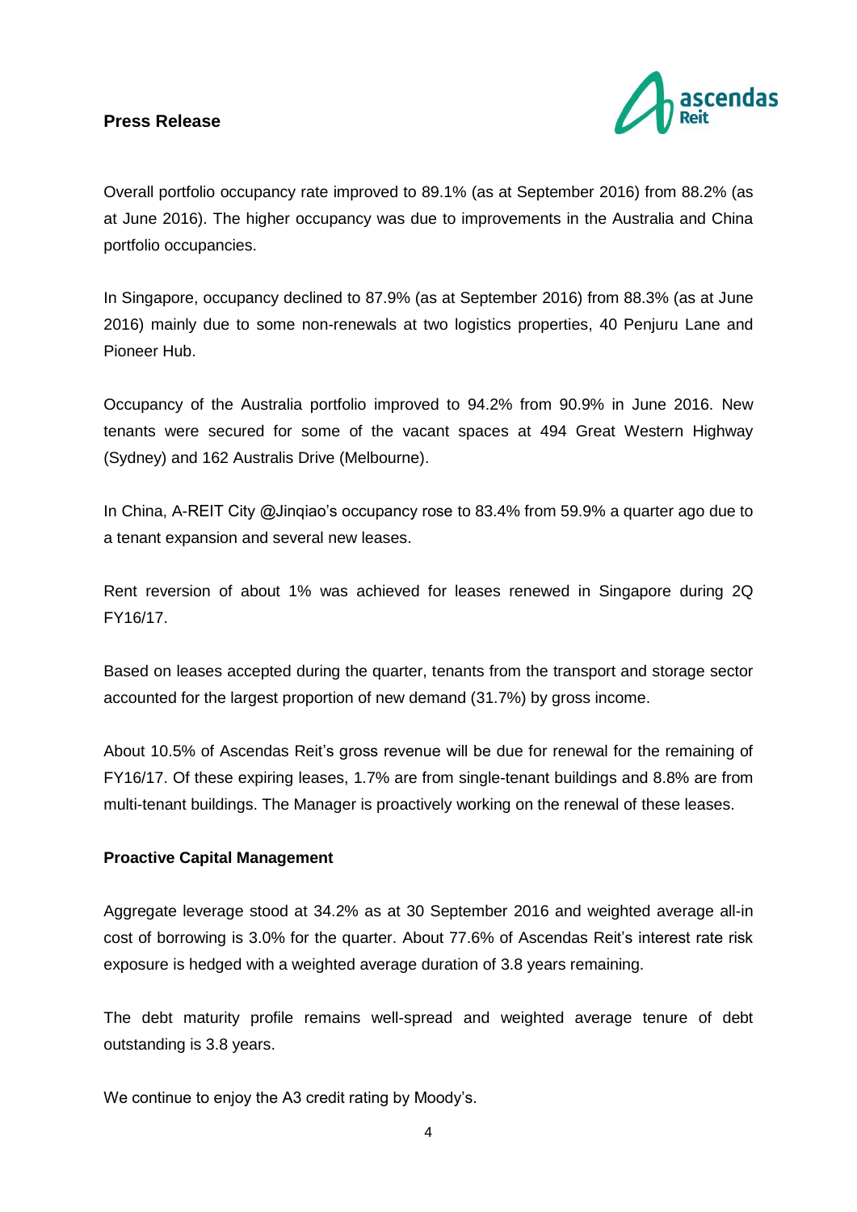**Press Release**

Overall portfolio occupancy rate improved to 89.1% (as at September 2016) from 88.2% (as at June 2016). The higher occupancy was due to improvements in the Australia and China portfolio occupancies.

In Singapore, occupancy declined to 87.9% (as at September 2016) from 88.3% (as at June 2016) mainly due to some non-renewals at two logistics properties, 40 Penjuru Lane and Pioneer Hub.

Occupancy of the Australia portfolio improved to 94.2% from 90.9% in June 2016. New tenants were secured for some of the vacant spaces at 494 Great Western Highway (Sydney) and 162 Australis Drive (Melbourne).

In China, A-REIT City @Jinqiao's occupancy rose to 83.4% from 59.9% a quarter ago due to a tenant expansion and several new leases.

Rent reversion of about 1% was achieved for leases renewed in Singapore during 2Q FY16/17.

Based on leases accepted during the quarter, tenants from the transport and storage sector accounted for the largest proportion of new demand (31.7%) by gross income.

About 10.5% of Ascendas Reit's gross revenue will be due for renewal for the remaining of FY16/17. Of these expiring leases, 1.7% are from single-tenant buildings and 8.8% are from multi-tenant buildings. The Manager is proactively working on the renewal of these leases.

**Proactive Capital Management**

Aggregate leverage stood at 34.2% as at 30 September 2016 and weighted average all-in cost of borrowing is 3.0% for the quarter. About 77.6% of Ascendas Reit's interest rate risk exposure is hedged with a weighted average duration of 3.8 years remaining.

The debt maturity profile remains well-spread and weighted average tenure of debt outstanding is 3.8 years.

We continue to enjoy the A3 credit rating by Moody's.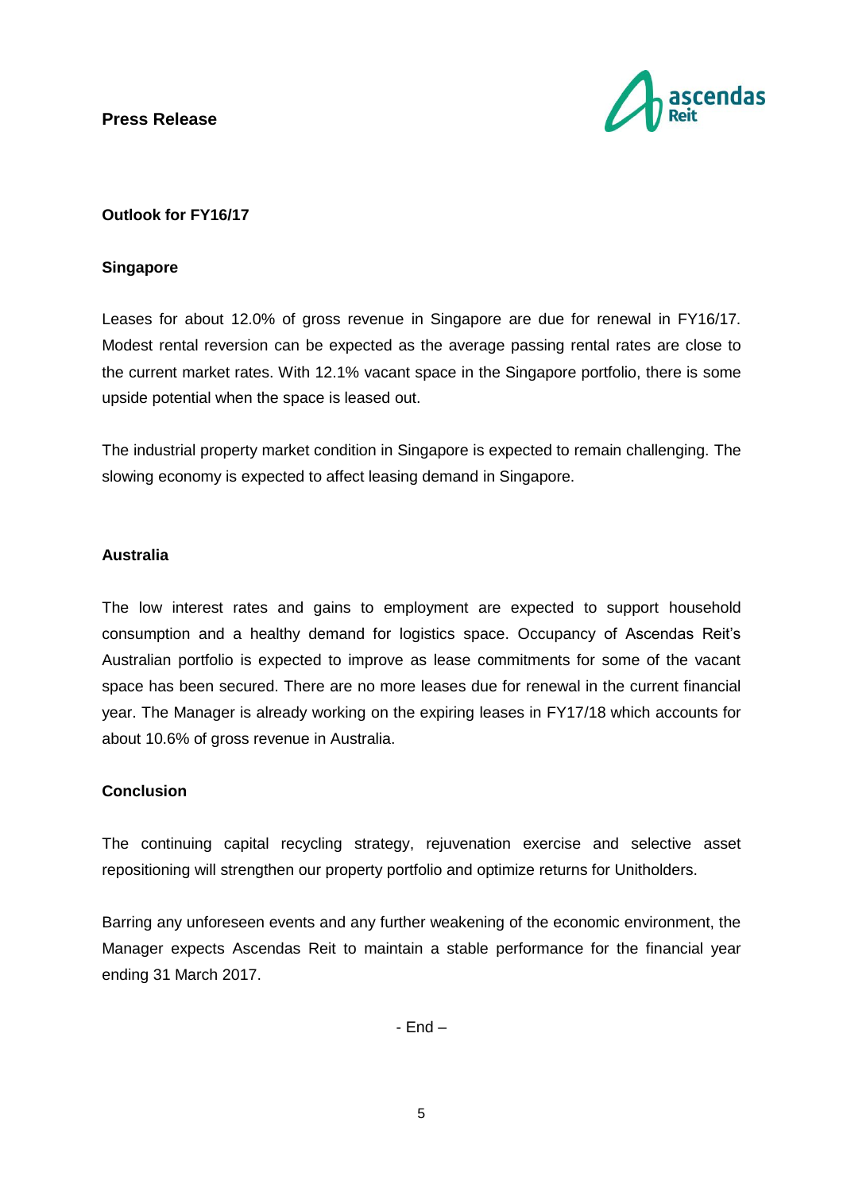**Press Release**

**Outlook for FY16/17**

**Singapore**

Leases for about 12.0% of gross revenue in Singapore are due for renewal in FY16/17. Modest rental reversion can be expected as the average passing rental rates are close to the current market rates. With 12.1% vacant space in the Singapore portfolio, there is some upside potential when the space is leased out.

The industrial property market condition in Singapore is expected to remain challenging. The slowing economy is expected to affect leasing demand in Singapore.

**Australia**

The low interest rates and gains to employment are expected to support household consumption and a healthy demand for logistics space. Occupancy of Ascendas Reit's Australian portfolio is expected to improve as lease commitments for some of the vacant space has been secured. There are no more leases due for renewal in the current financial year. The Manager is already working on the expiring leases in FY17/18 which accounts for about 10.6% of gross revenue in Australia.

**Conclusion**

The continuing capital recycling strategy, rejuvenation exercise and selective asset repositioning will strengthen our property portfolio and optimize returns for Unitholders.

Barring any unforeseen events and any further weakening of the economic environment, the Manager expects Ascendas Reit to maintain a stable performance for the financial year ending 31 March 2017.

- End –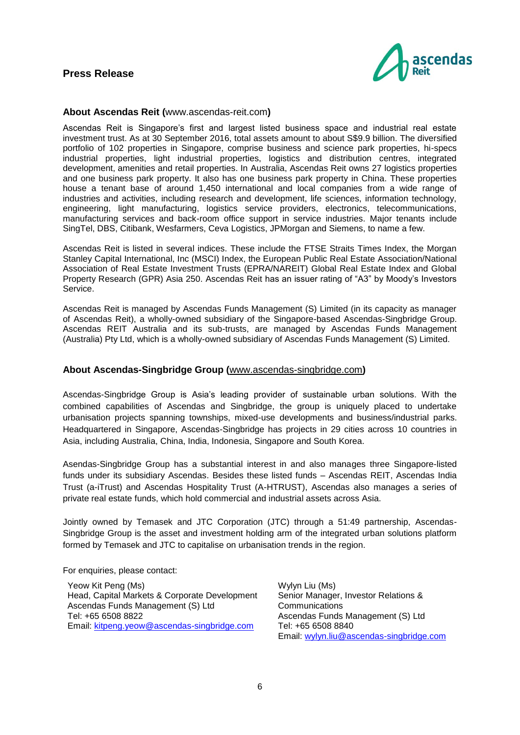**Press Release**

**About Ascendas Reit (**www.ascendas-reit.com**)**

Ascendas Reit is Singapore's first and largest listed business space and industrial real estate investment trust. As at 30 September 2016, total assets amount to about S$9.9 billion. The diversified portfolio of 102 properties in Singapore, comprise business and science park properties, hi-specs industrial properties, light industrial properties, logistics and distribution centres, integrated development, amenities and retail properties. In Australia, Ascendas Reit owns 27 logistics properties and one business park property. It also has one business park property in China. These properties house a tenant base of around 1,450 international and local companies from a wide range of industries and activities, including research and development, life sciences, information technology, engineering, light manufacturing, logistics service providers, electronics, telecommunications, manufacturing services and back-room office support in service industries. Major tenants include SingTel, DBS, Citibank, Wesfarmers, Ceva Logistics, JPMorgan and Siemens, to name a few.

Ascendas Reit is listed in several indices. These include the FTSE Straits Times Index, the Morgan Stanley Capital International, Inc (MSCI) Index, the European Public Real Estate Association/National Association of Real Estate Investment Trusts (EPRA/NAREIT) Global Real Estate Index and Global Property Research (GPR) Asia 250. Ascendas Reit has an issuer rating of "A3" by Moody's Investors Service.

Ascendas Reit is managed by Ascendas Funds Management (S) Limited (in its capacity as manager of Ascendas Reit), a wholly-owned subsidiary of the Singapore-based Ascendas-Singbridge Group. Ascendas REIT Australia and its sub-trusts, are managed by Ascendas Funds Management (Australia) Pty Ltd, which is a wholly-owned subsidiary of Ascendas Funds Management (S) Limited.

**About Ascendas-Singbridge Group (**www.ascendas-singbridge.com**)**

Ascendas-Singbridge Group is Asia's leading provider of sustainable urban solutions. With the combined capabilities of Ascendas and Singbridge, the group is uniquely placed to undertake urbanisation projects spanning townships, mixed-use developments and business/industrial parks. Headquartered in Singapore, Ascendas-Singbridge has projects in 29 cities across 10 countries in Asia, including Australia, China, India, Indonesia, Singapore and South Korea.

Asendas-Singbridge Group has a substantial interest in and also manages three Singapore-listed funds under its subsidiary Ascendas. Besides these listed funds – Ascendas REIT, Ascendas India Trust (a-iTrust) and Ascendas Hospitality Trust (A-HTRUST), Ascendas also manages a series of private real estate funds, which hold commercial and industrial assets across Asia.

Jointly owned by Temasek and JTC Corporation (JTC) through a 51:49 partnership, Ascendas-Singbridge Group is the asset and investment holding arm of the integrated urban solutions platform formed by Temasek and JTC to capitalise on urbanisation trends in the region.

For enquiries, please contact:

Yeow Kit Peng (Ms)
Head, Capital Markets & Corporate Development
Ascendas Funds Management (S) Ltd
Tel: +65 6508 8822
Email: kitpeng.yeow@ascendas-singbridge.com

Wylyn Liu (Ms)
Senior Manager, Investor Relations & Communications
Ascendas Funds Management (S) Ltd
Tel: +65 6508 8840
Email: wylyn.liu@ascendas-singbridge.com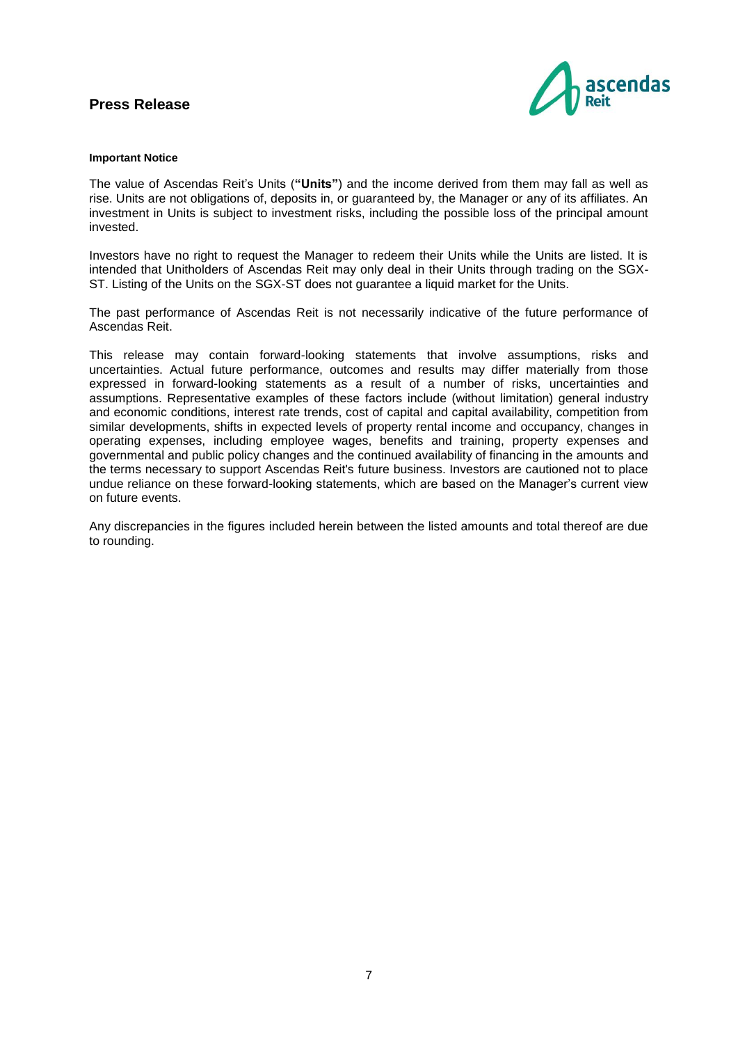**Important Notice**

The value of Ascendas Reit's Units (**"Units"**) and the income derived from them may fall as well as rise. Units are not obligations of, deposits in, or guaranteed by, the Manager or any of its affiliates. An investment in Units is subject to investment risks, including the possible loss of the principal amount invested.

Investors have no right to request the Manager to redeem their Units while the Units are listed. It is intended that Unitholders of Ascendas Reit may only deal in their Units through trading on the SGX-ST. Listing of the Units on the SGX-ST does not guarantee a liquid market for the Units.

The past performance of Ascendas Reit is not necessarily indicative of the future performance of Ascendas Reit.

This release may contain forward-looking statements that involve assumptions, risks and uncertainties. Actual future performance, outcomes and results may differ materially from those expressed in forward-looking statements as a result of a number of risks, uncertainties and assumptions. Representative examples of these factors include (without limitation) general industry and economic conditions, interest rate trends, cost of capital and capital availability, competition from similar developments, shifts in expected levels of property rental income and occupancy, changes in operating expenses, including employee wages, benefits and training, property expenses and governmental and public policy changes and the continued availability of financing in the amounts and the terms necessary to support Ascendas Reit's future business. Investors are cautioned not to place undue reliance on these forward-looking statements, which are based on the Manager's current view on future events.

Any discrepancies in the figures included herein between the listed amounts and total thereof are due to rounding.